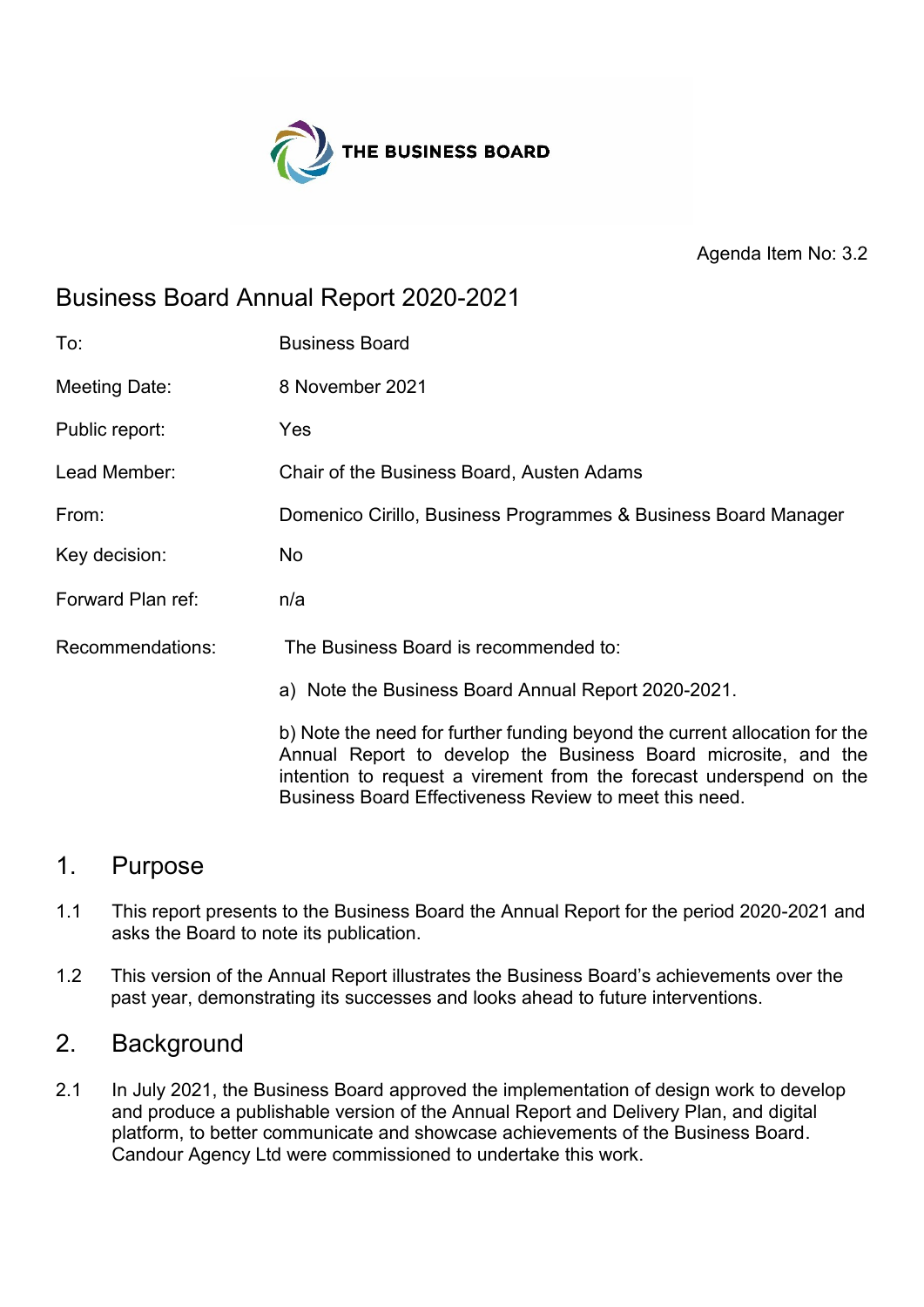THE BUSINESS BOARD

Agenda Item No: 3.2

# Business Board Annual Report 2020-2021

| | |
|---|---|
| To: | Business Board |
| Meeting Date: | 8 November 2021 |
| Public report: | Yes |
| Lead Member: | Chair of the Business Board, Austen Adams |
| From: | Domenico Cirillo, Business Programmes & Business Board Manager |
| Key decision: | No |
| Forward Plan ref: | n/a |
| Recommendations: | The Business Board is recommended to: |
| | a) Note the Business Board Annual Report 2020-2021. |
| | b) Note the need for further funding beyond the current allocation for the Annual Report to develop the Business Board microsite, and the intention to request a virement from the forecast underspend on the Business Board Effectiveness Review to meet this need. |

## 1. Purpose

1.1 This report presents to the Business Board the Annual Report for the period 2020-2021 and asks the Board to note its publication.

1.2 This version of the Annual Report illustrates the Business Board's achievements over the past year, demonstrating its successes and looks ahead to future interventions.

## 2. Background

2.1 In July 2021, the Business Board approved the implementation of design work to develop and produce a publishable version of the Annual Report and Delivery Plan, and digital platform, to better communicate and showcase achievements of the Business Board. Candour Agency Ltd were commissioned to undertake this work.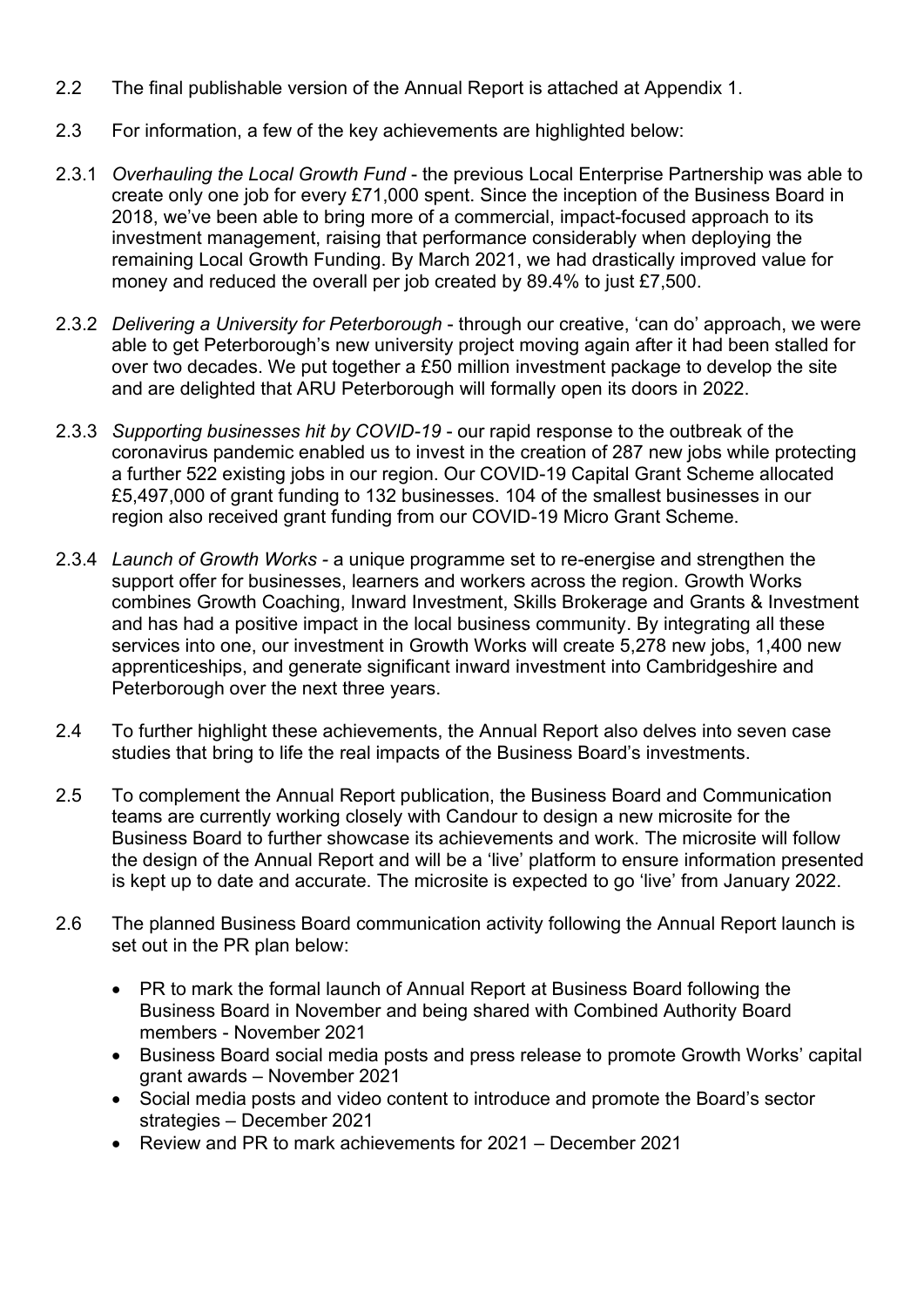2.2 The final publishable version of the Annual Report is attached at Appendix 1.

2.3 For information, a few of the key achievements are highlighted below:

2.3.1 *Overhauling the Local Growth Fund* - the previous Local Enterprise Partnership was able to create only one job for every £71,000 spent. Since the inception of the Business Board in 2018, we've been able to bring more of a commercial, impact-focused approach to its investment management, raising that performance considerably when deploying the remaining Local Growth Funding. By March 2021, we had drastically improved value for money and reduced the overall per job created by 89.4% to just £7,500.

2.3.2 *Delivering a University for Peterborough* - through our creative, 'can do' approach, we were able to get Peterborough's new university project moving again after it had been stalled for over two decades. We put together a £50 million investment package to develop the site and are delighted that ARU Peterborough will formally open its doors in 2022.

2.3.3 *Supporting businesses hit by COVID-19* - our rapid response to the outbreak of the coronavirus pandemic enabled us to invest in the creation of 287 new jobs while protecting a further 522 existing jobs in our region. Our COVID-19 Capital Grant Scheme allocated £5,497,000 of grant funding to 132 businesses. 104 of the smallest businesses in our region also received grant funding from our COVID-19 Micro Grant Scheme.

2.3.4 *Launch of Growth Works* - a unique programme set to re-energise and strengthen the support offer for businesses, learners and workers across the region. Growth Works combines Growth Coaching, Inward Investment, Skills Brokerage and Grants & Investment and has had a positive impact in the local business community. By integrating all these services into one, our investment in Growth Works will create 5,278 new jobs, 1,400 new apprenticeships, and generate significant inward investment into Cambridgeshire and Peterborough over the next three years.

2.4 To further highlight these achievements, the Annual Report also delves into seven case studies that bring to life the real impacts of the Business Board's investments.

2.5 To complement the Annual Report publication, the Business Board and Communication teams are currently working closely with Candour to design a new microsite for the Business Board to further showcase its achievements and work. The microsite will follow the design of the Annual Report and will be a 'live' platform to ensure information presented is kept up to date and accurate. The microsite is expected to go 'live' from January 2022.

2.6 The planned Business Board communication activity following the Annual Report launch is set out in the PR plan below:

- PR to mark the formal launch of Annual Report at Business Board following the Business Board in November and being shared with Combined Authority Board members - November 2021
- Business Board social media posts and press release to promote Growth Works' capital grant awards – November 2021
- Social media posts and video content to introduce and promote the Board's sector strategies – December 2021
- Review and PR to mark achievements for 2021 – December 2021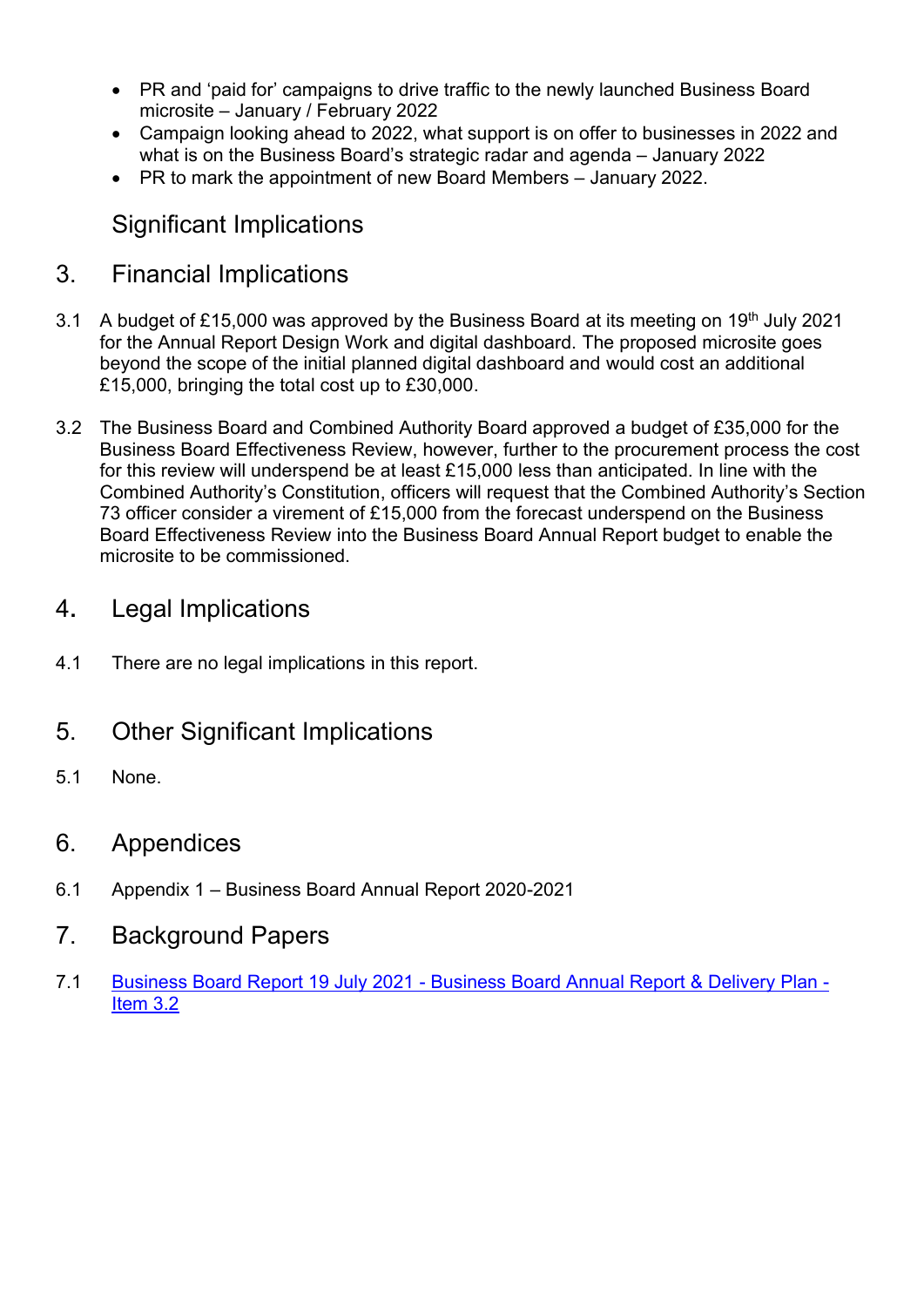- PR and 'paid for' campaigns to drive traffic to the newly launched Business Board microsite – January / February 2022
- Campaign looking ahead to 2022, what support is on offer to businesses in 2022 and what is on the Business Board's strategic radar and agenda – January 2022
- PR to mark the appointment of new Board Members – January 2022.

## Significant Implications

## 3. Financial Implications

3.1 A budget of £15,000 was approved by the Business Board at its meeting on 19th July 2021 for the Annual Report Design Work and digital dashboard. The proposed microsite goes beyond the scope of the initial planned digital dashboard and would cost an additional £15,000, bringing the total cost up to £30,000.

3.2 The Business Board and Combined Authority Board approved a budget of £35,000 for the Business Board Effectiveness Review, however, further to the procurement process the cost for this review will underspend be at least £15,000 less than anticipated. In line with the Combined Authority's Constitution, officers will request that the Combined Authority's Section 73 officer consider a virement of £15,000 from the forecast underspend on the Business Board Effectiveness Review into the Business Board Annual Report budget to enable the microsite to be commissioned.

## 4. Legal Implications

4.1 There are no legal implications in this report.

## 5. Other Significant Implications

5.1 None.

## 6. Appendices

6.1 Appendix 1 – Business Board Annual Report 2020-2021

## 7. Background Papers

7.1 Business Board Report 19 July 2021 - Business Board Annual Report & Delivery Plan - Item 3.2